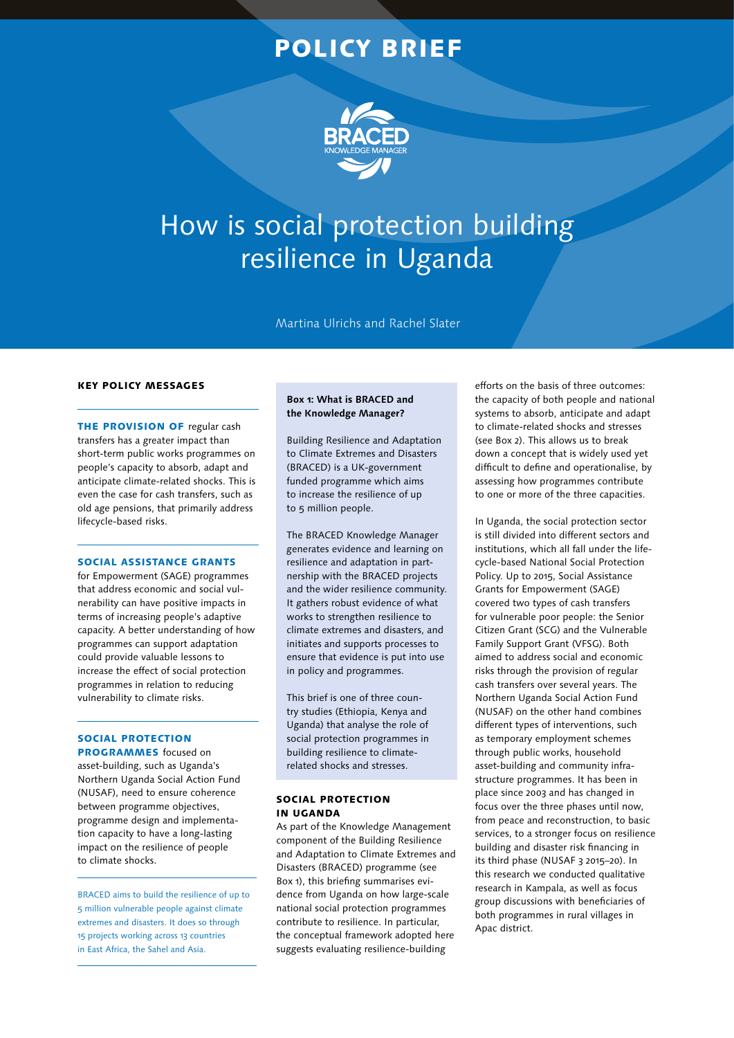# POLICY BRIEF

# How is social protection building resilience in Uganda

Martina Ulrichs and Rachel Slater

## KEY POLICY MESSAGES

**THE PROVISION OF** regular cash transfers has a greater impact than short-term public works programmes on people's capacity to absorb, adapt and anticipate climate-related shocks. This is even the case for cash transfers, such as old age pensions, that primarily address lifecycle-based risks.

**SOCIAL ASSISTANCE GRANTS** for Empowerment (SAGE) programmes that address economic and social vulnerability can have positive impacts in terms of increasing people's adaptive capacity. A better understanding of how programmes can support adaptation could provide valuable lessons to increase the effect of social protection programmes in relation to reducing vulnerability to climate risks.

**SOCIAL PROTECTION PROGRAMMES** focused on asset-building, such as Uganda's Northern Uganda Social Action Fund (NUSAF), need to ensure coherence between programme objectives, programme design and implementation capacity to have a long-lasting impact on the resilience of people to climate shocks.

BRACED aims to build the resilience of up to 5 million vulnerable people against climate extremes and disasters. It does so through 15 projects working across 13 countries in East Africa, the Sahel and Asia.

**Box 1: What is BRACED and the Knowledge Manager?**

Building Resilience and Adaptation to Climate Extremes and Disasters (BRACED) is a UK-government funded programme which aims to increase the resilience of up to 5 million people.

The BRACED Knowledge Manager generates evidence and learning on resilience and adaptation in partnership with the BRACED projects and the wider resilience community. It gathers robust evidence of what works to strengthen resilience to climate extremes and disasters, and initiates and supports processes to ensure that evidence is put into use in policy and programmes.

This brief is one of three country studies (Ethiopia, Kenya and Uganda) that analyse the role of social protection programmes in building resilience to climate-related shocks and stresses.

## SOCIAL PROTECTION IN UGANDA

As part of the Knowledge Management component of the Building Resilience and Adaptation to Climate Extremes and Disasters (BRACED) programme (see Box 1), this briefing summarises evidence from Uganda on how large-scale national social protection programmes contribute to resilience. In particular, the conceptual framework adopted here suggests evaluating resilience-building efforts on the basis of three outcomes: the capacity of both people and national systems to absorb, anticipate and adapt to climate-related shocks and stresses (see Box 2). This allows us to break down a concept that is widely used yet difficult to define and operationalise, by assessing how programmes contribute to one or more of the three capacities.

In Uganda, the social protection sector is still divided into different sectors and institutions, which all fall under the life-cycle-based National Social Protection Policy. Up to 2015, Social Assistance Grants for Empowerment (SAGE) covered two types of cash transfers for vulnerable poor people: the Senior Citizen Grant (SCG) and the Vulnerable Family Support Grant (VFSG). Both aimed to address social and economic risks through the provision of regular cash transfers over several years. The Northern Uganda Social Action Fund (NUSAF) on the other hand combines different types of interventions, such as temporary employment schemes through public works, household asset-building and community infrastructure programmes. It has been in place since 2003 and has changed in focus over the three phases until now, from peace and reconstruction, to basic services, to a stronger focus on resilience building and disaster risk financing in its third phase (NUSAF 3 2015–20). In this research we conducted qualitative research in Kampala, as well as focus group discussions with beneficiaries of both programmes in rural villages in Apac district.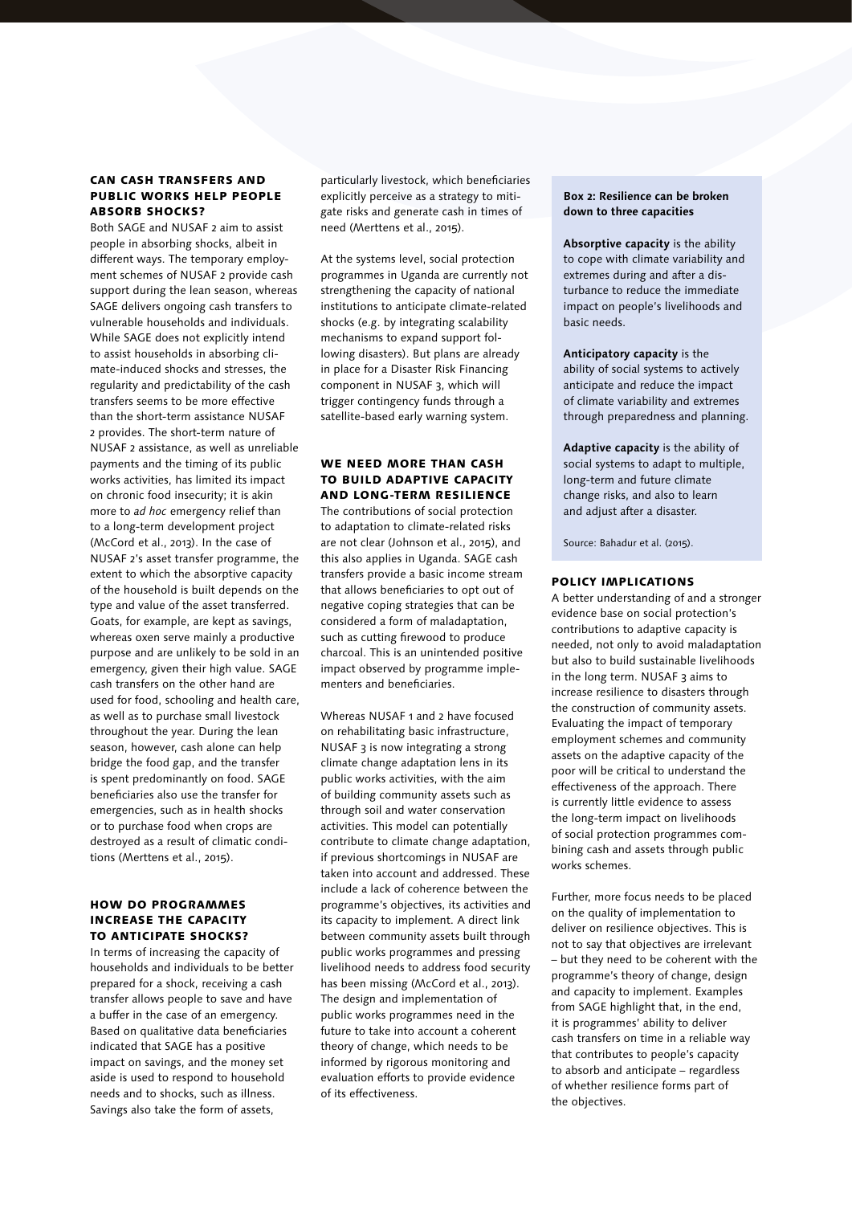## Can cash transfers and public works help people absorb shocks?

Both SAGE and NUSAF 2 aim to assist people in absorbing shocks, albeit in different ways. The temporary employment schemes of NUSAF 2 provide cash support during the lean season, whereas SAGE delivers ongoing cash transfers to vulnerable households and individuals. While SAGE does not explicitly intend to assist households in absorbing climate-induced shocks and stresses, the regularity and predictability of the cash transfers seems to be more effective than the short-term assistance NUSAF 2 provides. The short-term nature of NUSAF 2 assistance, as well as unreliable payments and the timing of its public works activities, has limited its impact on chronic food insecurity; it is akin more to *ad hoc* emergency relief than to a long-term development project (McCord et al., 2013). In the case of NUSAF 2's asset transfer programme, the extent to which the absorptive capacity of the household is built depends on the type and value of the asset transferred. Goats, for example, are kept as savings, whereas oxen serve mainly a productive purpose and are unlikely to be sold in an emergency, given their high value. SAGE cash transfers on the other hand are used for food, schooling and health care, as well as to purchase small livestock throughout the year. During the lean season, however, cash alone can help bridge the food gap, and the transfer is spent predominantly on food. SAGE beneficiaries also use the transfer for emergencies, such as in health shocks or to purchase food when crops are destroyed as a result of climatic conditions (Merttens et al., 2015).

## How do programmes increase the capacity to anticipate shocks?

In terms of increasing the capacity of households and individuals to be better prepared for a shock, receiving a cash transfer allows people to save and have a buffer in the case of an emergency. Based on qualitative data beneficiaries indicated that SAGE has a positive impact on savings, and the money set aside is used to respond to household needs and to shocks, such as illness. Savings also take the form of assets, particularly livestock, which beneficiaries explicitly perceive as a strategy to mitigate risks and generate cash in times of need (Merttens et al., 2015).

At the systems level, social protection programmes in Uganda are currently not strengthening the capacity of national institutions to anticipate climate-related shocks (e.g. by integrating scalability mechanisms to expand support following disasters). But plans are already in place for a Disaster Risk Financing component in NUSAF 3, which will trigger contingency funds through a satellite-based early warning system.

## We need more than cash to build adaptive capacity and long-term resilience

The contributions of social protection to adaptation to climate-related risks are not clear (Johnson et al., 2015), and this also applies in Uganda. SAGE cash transfers provide a basic income stream that allows beneficiaries to opt out of negative coping strategies that can be considered a form of maladaptation, such as cutting firewood to produce charcoal. This is an unintended positive impact observed by programme implementers and beneficiaries.

Whereas NUSAF 1 and 2 have focused on rehabilitating basic infrastructure, NUSAF 3 is now integrating a strong climate change adaptation lens in its public works activities, with the aim of building community assets such as through soil and water conservation activities. This model can potentially contribute to climate change adaptation, if previous shortcomings in NUSAF are taken into account and addressed. These include a lack of coherence between the programme's objectives, its activities and its capacity to implement. A direct link between community assets built through public works programmes and pressing livelihood needs to address food security has been missing (McCord et al., 2013). The design and implementation of public works programmes need in the future to take into account a coherent theory of change, which needs to be informed by rigorous monitoring and evaluation efforts to provide evidence of its effectiveness.

> **Box 2: Resilience can be broken down to three capacities**
>
> **Absorptive capacity** is the ability to cope with climate variability and extremes during and after a disturbance to reduce the immediate impact on people's livelihoods and basic needs.
>
> **Anticipatory capacity** is the ability of social systems to actively anticipate and reduce the impact of climate variability and extremes through preparedness and planning.
>
> **Adaptive capacity** is the ability of social systems to adapt to multiple, long-term and future climate change risks, and also to learn and adjust after a disaster.
>
> Source: Bahadur et al. (2015).

## Policy implications

A better understanding of and a stronger evidence base on social protection's contributions to adaptive capacity is needed, not only to avoid maladaptation but also to build sustainable livelihoods in the long term. NUSAF 3 aims to increase resilience to disasters through the construction of community assets. Evaluating the impact of temporary employment schemes and community assets on the adaptive capacity of the poor will be critical to understand the effectiveness of the approach. There is currently little evidence to assess the long-term impact on livelihoods of social protection programmes combining cash and assets through public works schemes.

Further, more focus needs to be placed on the quality of implementation to deliver on resilience objectives. This is not to say that objectives are irrelevant – but they need to be coherent with the programme's theory of change, design and capacity to implement. Examples from SAGE highlight that, in the end, it is programmes' ability to deliver cash transfers on time in a reliable way that contributes to people's capacity to absorb and anticipate – regardless of whether resilience forms part of the objectives.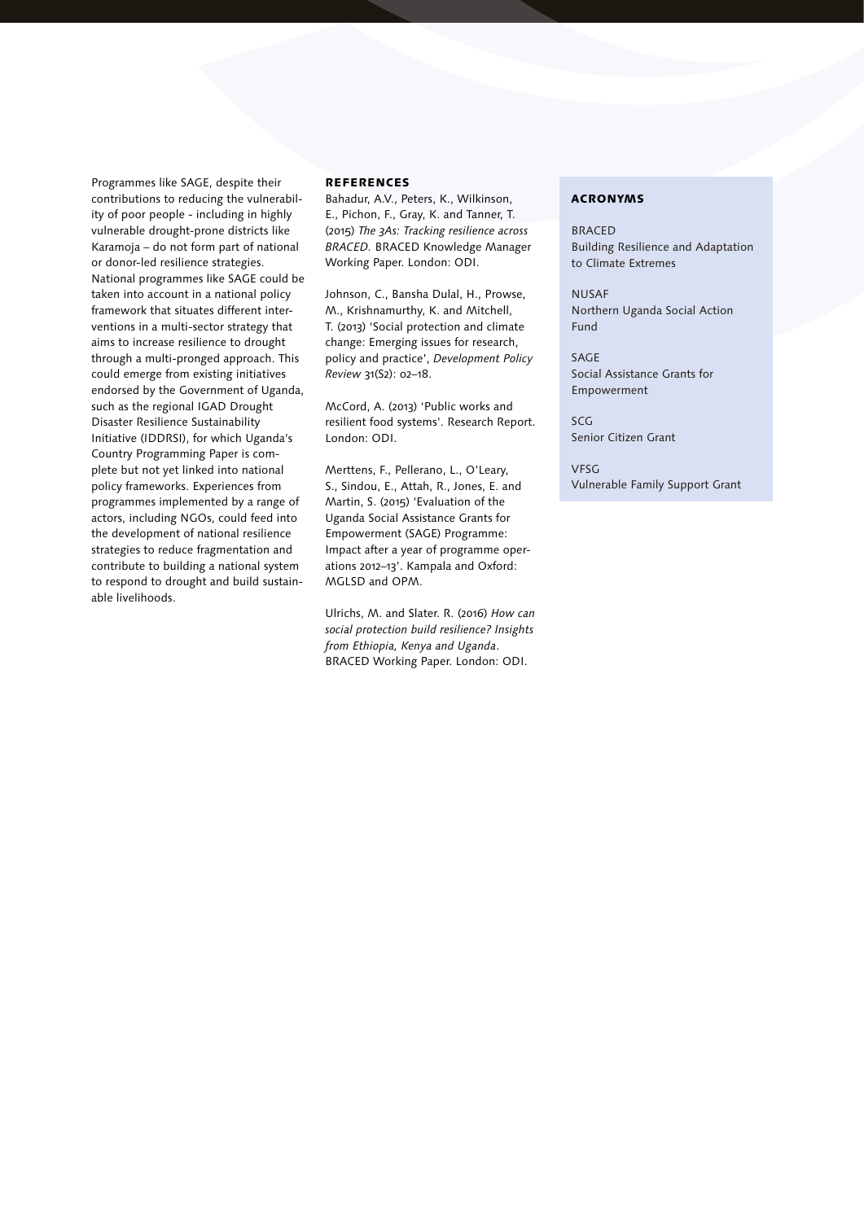Programmes like SAGE, despite their contributions to reducing the vulnerability of poor people - including in highly vulnerable drought-prone districts like Karamoja – do not form part of national or donor-led resilience strategies. National programmes like SAGE could be taken into account in a national policy framework that situates different interventions in a multi-sector strategy that aims to increase resilience to drought through a multi-pronged approach. This could emerge from existing initiatives endorsed by the Government of Uganda, such as the regional IGAD Drought Disaster Resilience Sustainability Initiative (IDDRSI), for which Uganda's Country Programming Paper is complete but not yet linked into national policy frameworks. Experiences from programmes implemented by a range of actors, including NGOs, could feed into the development of national resilience strategies to reduce fragmentation and contribute to building a national system to respond to drought and build sustainable livelihoods.

## References

Bahadur, A.V., Peters, K., Wilkinson, E., Pichon, F., Gray, K. and Tanner, T. (2015) *The 3As: Tracking resilience across BRACED.* BRACED Knowledge Manager Working Paper. London: ODI.

Johnson, C., Bansha Dulal, H., Prowse, M., Krishnamurthy, K. and Mitchell, T. (2013) 'Social protection and climate change: Emerging issues for research, policy and practice', *Development Policy Review* 31(S2): 02–18.

McCord, A. (2013) 'Public works and resilient food systems'. Research Report. London: ODI.

Merttens, F., Pellerano, L., O'Leary, S., Sindou, E., Attah, R., Jones, E. and Martin, S. (2015) 'Evaluation of the Uganda Social Assistance Grants for Empowerment (SAGE) Programme: Impact after a year of programme operations 2012–13'. Kampala and Oxford: MGLSD and OPM.

Ulrichs, M. and Slater. R. (2016) *How can social protection build resilience? Insights from Ethiopia, Kenya and Uganda*. BRACED Working Paper. London: ODI.

## Acronyms

BRACED
Building Resilience and Adaptation to Climate Extremes

NUSAF
Northern Uganda Social Action Fund

SAGE
Social Assistance Grants for Empowerment

SCG
Senior Citizen Grant

VFSG
Vulnerable Family Support Grant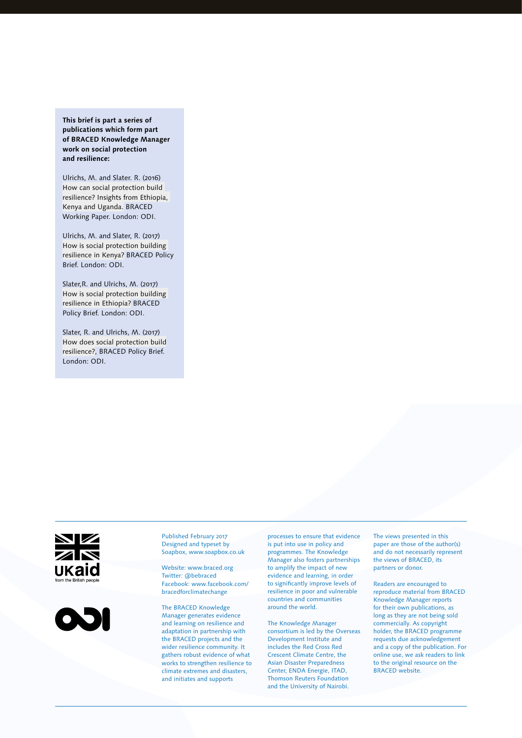**This brief is part a series of publications which form part of BRACED Knowledge Manager work on social protection and resilience:**

Ulrichs, M. and Slater. R. (2016) How can social protection build resilience? Insights from Ethiopia, Kenya and Uganda. BRACED Working Paper. London: ODI.

Ulrichs, M. and Slater, R. (2017) How is social protection building resilience in Kenya? BRACED Policy Brief. London: ODI.

Slater,R. and Ulrichs, M. (2017) How is social protection building resilience in Ethiopia? BRACED Policy Brief. London: ODI.

Slater, R. and Ulrichs, M. (2017) How does social protection build resilience?, BRACED Policy Brief. London: ODI.

UKaid
from the British people

ODI

Published February 2017
Designed and typeset by Soapbox, www.soapbox.co.uk

Website: www.braced.org
Twitter: @bebraced
Facebook: www.facebook.com/bracedforclimatechange

The BRACED Knowledge Manager generates evidence and learning on resilience and adaptation in partnership with the BRACED projects and the wider resilience community. It gathers robust evidence of what works to strengthen resilience to climate extremes and disasters, and initiates and supports processes to ensure that evidence is put into use in policy and programmes. The Knowledge Manager also fosters partnerships to amplify the impact of new evidence and learning, in order to significantly improve levels of resilience in poor and vulnerable countries and communities around the world.

The Knowledge Manager consortium is led by the Overseas Development Institute and includes the Red Cross Red Crescent Climate Centre, the Asian Disaster Preparedness Center, ENDA Energie, ITAD, Thomson Reuters Foundation and the University of Nairobi.

The views presented in this paper are those of the author(s) and do not necessarily represent the views of BRACED, its partners or donor.

Readers are encouraged to reproduce material from BRACED Knowledge Manager reports for their own publications, as long as they are not being sold commercially. As copyright holder, the BRACED programme requests due acknowledgement and a copy of the publication. For online use, we ask readers to link to the original resource on the BRACED website.